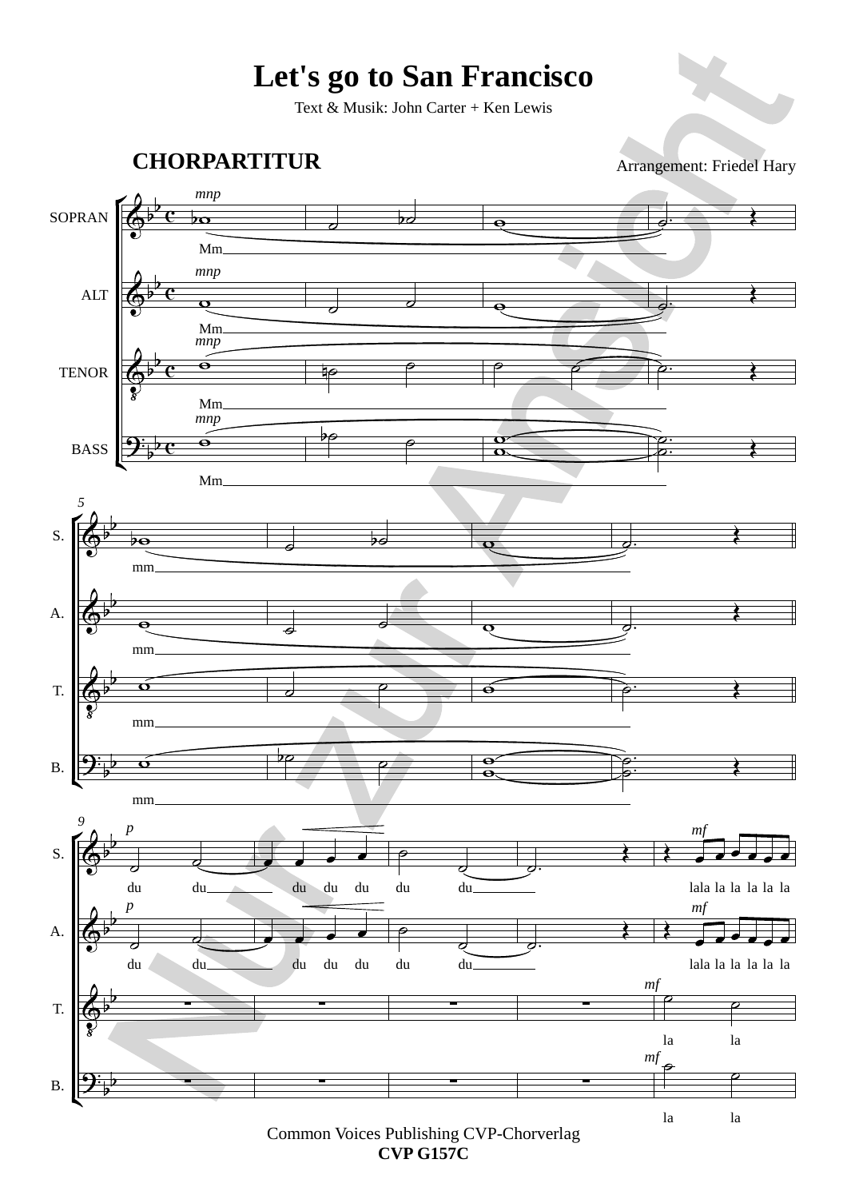# Let's go to San Francisco

Text & Musik: John Carter + Ken Lewis

**CHORPARTITUR**

Arrangement: Friedel Hary

Common Voices Publishing CVP-Chorverlag
**CVP G157C**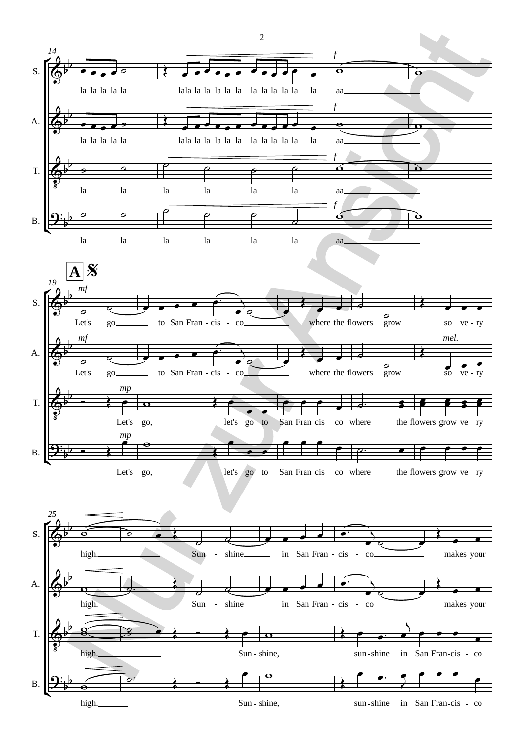14

S.
la la la la la lala la la la la la la la la la la la aa

A.
la la la la la lala la la la la la la la la la la la aa

T.
la la la la la la aa

B.
la la la la la la aa

**A**

19

S. *mf*
Let's go to San Fran - cis - co where the flowers grow so ve - ry

A. *mf*
Let's go to San Fran - cis - co where the flowers grow so ve - ry

T. *mp*
Let's go, let's go to San Fran-cis - co where the flowers grow ve - ry

B. *mp*
Let's go, let's go to San Fran-cis - co where the flowers grow ve - ry

25

S.
high. Sun - shine in San Fran - cis - co makes your

A.
high. Sun - shine in San Fran - cis - co makes your

T.
high. Sun - shine, sun - shine in San Fran-cis - co

B.
high. Sun - shine, sun - shine in San Fran-cis - co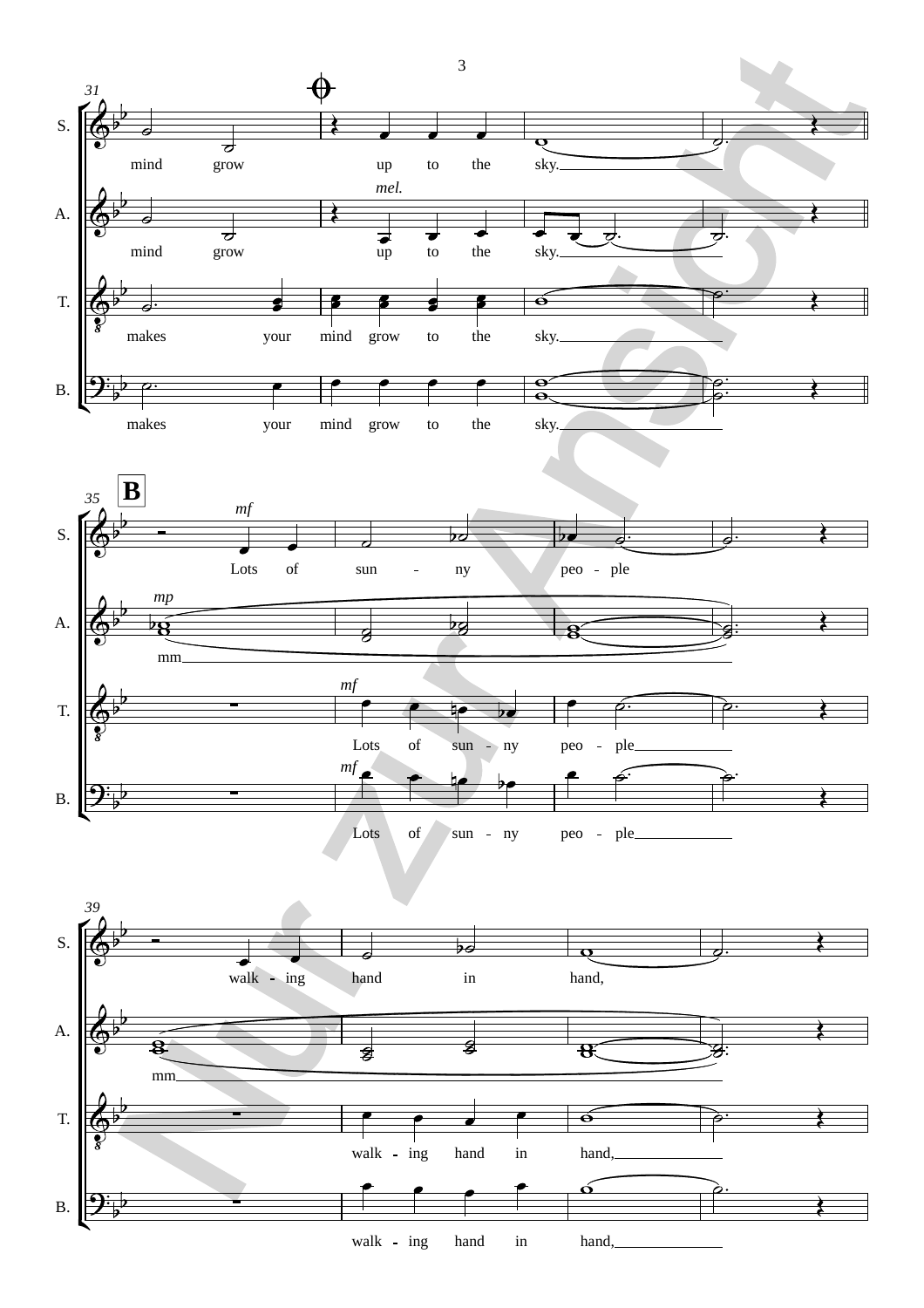**31**

S.: mind grow up to the sky.

A.: mind grow *mel.* up to the sky.

T.: makes your mind grow to the sky.

B.: makes your mind grow to the sky.

**B**

**35**

S.: *mf* Lots of sun - ny peo - ple

A.: *mp* mm

T.: *mf* Lots of sun - ny peo - ple

B.: *mf* Lots of sun - ny peo - ple

**39**

S.: walk - ing hand in hand,

A.: mm

T.: walk - ing hand in hand,

B.: walk - ing hand in hand,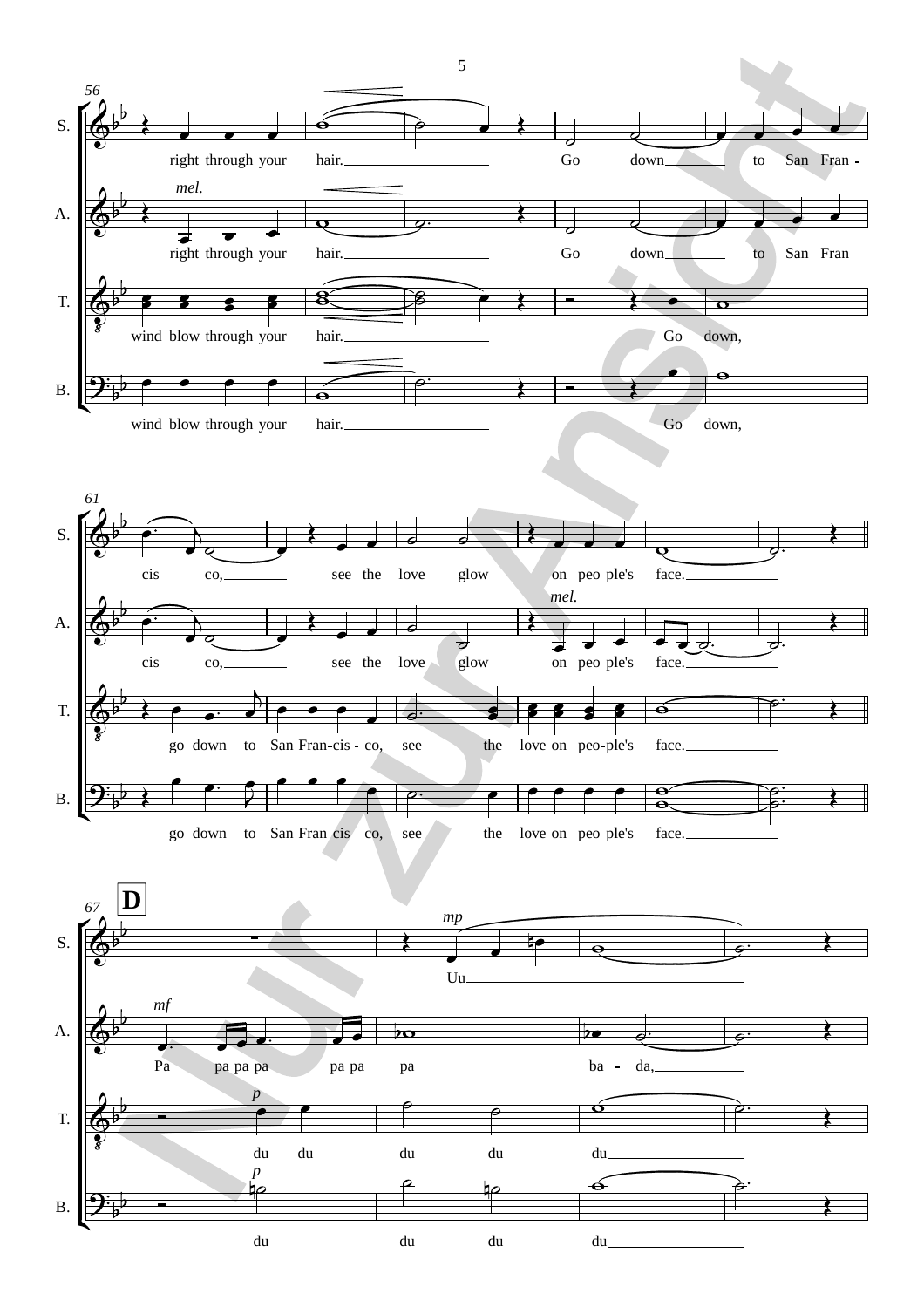56

S. right through your hair. Go down to San Fran - cis - co, see the love glow on peo-ple's face.

A. *mel.* right through your hair. Go down to San Fran - cis - co, see the love glow *mel.* on peo-ple's face.

T. wind blow through your hair. Go down, go down to San Fran-cis - co, see the love on peo-ple's face.

B. wind blow through your hair. Go down, go down to San Fran-cis - co, see the love on peo-ple's face.

61

**D**

67

S. *mp* Uu

A. *mf* Pa pa pa pa pa pa pa ba - da,

T. *p* du du du du du

B. *p* du du du du

Nur zur Ansicht